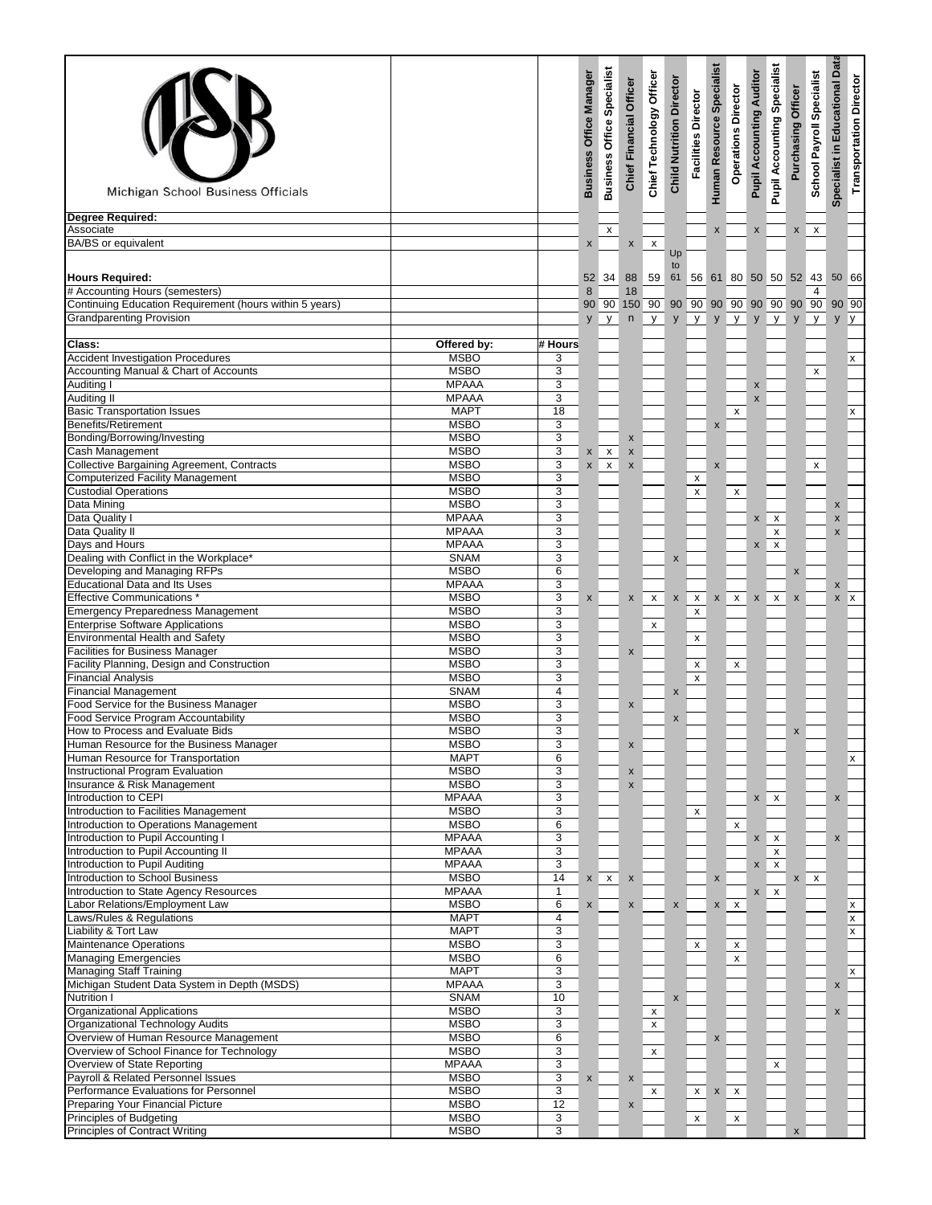Michigan School Business Officials

| | | | Business Office Manager | Business Office Specialist | Chief Financial Officer | Chief Technology Officer | Child Nutrition Director | Facilities Director | Human Resource Specialist | Operations Director | Pupil Accounting Auditor | Pupil Accounting Specialist | Purchasing Officer | School Payroll Specialist | Specialist in Educational Data | Transportation Director |
|---|---|---|---|---|---|---|---|---|---|---|---|---|---|---|---|---|
| **Degree Required:** | | | | | | | | | | | | | | | | |
| Associate | | | | x | | | | | x | | x | | x | x | | |
| BA/BS or equivalent | | | x | | x | x | | | | | | | | | | |
| **Hours Required:** | | | 52 | 34 | 88 | 59 | Up to 61 | 56 | 61 | 80 | 50 | 50 | 52 | 43 | 50 | 66 |
| # Accounting Hours (semesters) | | | 8 | | 18 | | | | | | | | | 4 | | |
| Continuing Education Requirement (hours within 5 years) | | | 90 | 90 | 150 | 90 | 90 | 90 | 90 | 90 | 90 | 90 | 90 | 90 | 90 | 90 |
| Grandparenting Provision | | | y | y | n | y | y | y | y | y | y | y | y | y | y | y |
| **Class:** | **Offered by:** | **# Hours** | | | | | | | | | | | | | | |
| Accident Investigation Procedures | MSBO | 3 | | | | | | | | | | | | | | x |
| Accounting Manual & Chart of Accounts | MSBO | 3 | | | | | | | | | | | | x | | |
| Auditing I | MPAAA | 3 | | | | | | | | | x | | | | | |
| Auditing II | MPAAA | 3 | | | | | | | | | x | | | | | |
| Basic Transportation Issues | MAPT | 18 | | | | | | | | x | | | | | | x |
| Benefits/Retirement | MSBO | 3 | | | | | | | x | | | | | | | |
| Bonding/Borrowing/Investing | MSBO | 3 | | | x | | | | | | | | | | | |
| Cash Management | MSBO | 3 | x | x | x | | | | | | | | | | | |
| Collective Bargaining Agreement, Contracts | MSBO | 3 | x | x | x | | | | x | | | | | x | | |
| Computerized Facility Management | MSBO | 3 | | | | | | x | | | | | | | | |
| Custodial Operations | MSBO | 3 | | | | | | x | | x | | | | | | |
| Data Mining | MSBO | 3 | | | | | | | | | | | | | x | |
| Data Quality I | MPAAA | 3 | | | | | | | | | x | x | | | x | |
| Data Quality II | MPAAA | 3 | | | | | | | | | | x | | | x | |
| Days and Hours | MPAAA | 3 | | | | | | | | | x | x | | | | |
| Dealing with Conflict in the Workplace* | SNAM | 3 | | | | | x | | | | | | | | | |
| Developing and Managing RFPs | MSBO | 6 | | | | | | | | | | | x | | | |
| Educational Data and Its Uses | MPAAA | 3 | | | | | | | | | | | | | x | |
| Effective Communications * | MSBO | 3 | x | | x | x | x | x | x | x | x | x | x | | x | x |
| Emergency Preparedness Management | MSBO | 3 | | | | | | x | | | | | | | | |
| Enterprise Software Applications | MSBO | 3 | | | | x | | | | | | | | | | |
| Environmental Health and Safety | MSBO | 3 | | | | | | x | | | | | | | | |
| Facilities for Business Manager | MSBO | 3 | | | x | | | | | | | | | | | |
| Facility Planning, Design and Construction | MSBO | 3 | | | | | | x | | x | | | | | | |
| Financial Analysis | MSBO | 3 | | | | | | x | | | | | | | | |
| Financial Management | SNAM | 4 | | | | | x | | | | | | | | | |
| Food Service for the Business Manager | MSBO | 3 | | | x | | | | | | | | | | | |
| Food Service Program Accountability | MSBO | 3 | | | | | x | | | | | | | | | |
| How to Process and Evaluate Bids | MSBO | 3 | | | | | | | | | | | x | | | |
| Human Resource for the Business Manager | MSBO | 3 | | | x | | | | | | | | | | | |
| Human Resource for Transportation | MAPT | 6 | | | | | | | | | | | | | | x |
| Instructional Program Evaluation | MSBO | 3 | | | x | | | | | | | | | | | |
| Insurance & Risk Management | MSBO | 3 | | | x | | | | | | | | | | | |
| Introduction to CEPI | MPAAA | 3 | | | | | | | | | x | x | | | x | |
| Introduction to Facilities Management | MSBO | 3 | | | | | | x | | | | | | | | |
| Introduction to Operations Management | MSBO | 6 | | | | | | | | x | | | | | | |
| Introduction to Pupil Accounting I | MPAAA | 3 | | | | | | | | | x | x | | | x | |
| Introduction to Pupil Accounting II | MPAAA | 3 | | | | | | | | | | x | | | | |
| Introduction to Pupil Auditing | MPAAA | 3 | | | | | | | | | x | x | | | | |
| Introduction to School Business | MSBO | 14 | x | x | x | | | | x | | | | x | x | | |
| Introduction to State Agency Resources | MPAAA | 1 | | | | | | | | | x | x | | | | |
| Labor Relations/Employment Law | MSBO | 6 | x | | x | | x | | x | x | | | | | | x |
| Laws/Rules & Regulations | MAPT | 4 | | | | | | | | | | | | | | x |
| Liability & Tort Law | MAPT | 3 | | | | | | | | | | | | | | x |
| Maintenance Operations | MSBO | 3 | | | | | | x | | x | | | | | | |
| Managing Emergencies | MSBO | 6 | | | | | | | | x | | | | | | |
| Managing Staff Training | MAPT | 3 | | | | | | | | | | | | | | x |
| Michigan Student Data System in Depth (MSDS) | MPAAA | 3 | | | | | | | | | | | | | x | |
| Nutrition I | SNAM | 10 | | | | | x | | | | | | | | | |
| Organizational Applications | MSBO | 3 | | | | x | | | | | | | | | x | |
| Organizational Technology Audits | MSBO | 3 | | | | x | | | | | | | | | | |
| Overview of Human Resource Management | MSBO | 6 | | | | | | | x | | | | | | | |
| Overview of School Finance for Technology | MSBO | 3 | | | | x | | | | | | | | | | |
| Overview of State Reporting | MPAAA | 3 | | | | | | | | | | x | | | | |
| Payroll & Related Personnel Issues | MSBO | 3 | x | | x | | | | | | | | | | | |
| Performance Evaluations for Personnel | MSBO | 3 | | | | x | | x | x | x | | | | | | |
| Preparing Your Financial Picture | MSBO | 12 | | | x | | | | | | | | | | | |
| Principles of Budgeting | MSBO | 3 | | | | | | x | | x | | | | | | |
| Principles of Contract Writing | MSBO | 3 | | | | | | | | | | | x | | | |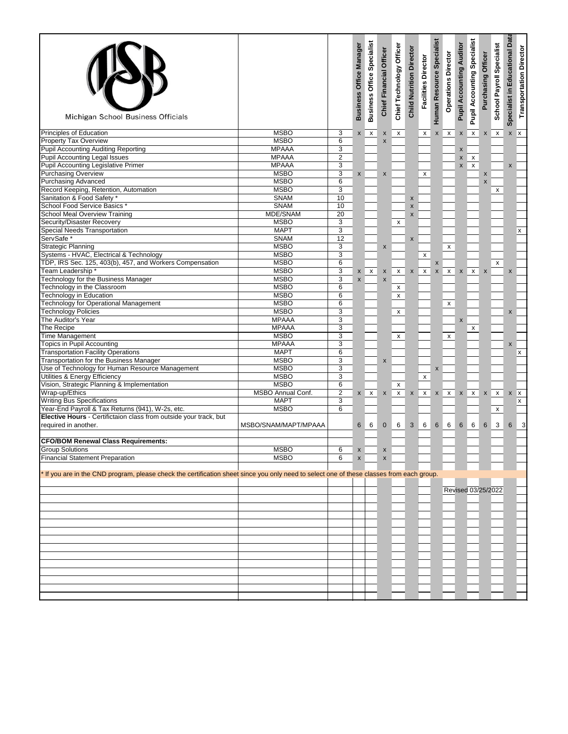Michigan School Business Officials

| | | | Business Office Manager | Business Office Specialist | Chief Financial Officer | Chief Technology Officer | Child Nutrition Director | Facilities Director | Human Resource Specialist | Operations Director | Pupil Accounting Auditor | Pupil Accounting Specialist | Purchasing Officer | School Payroll Specialist | Specialist in Educational Data | Transportation Director |
|---|---|---|---|---|---|---|---|---|---|---|---|---|---|---|---|---|
| Principles of Education | MSBO | 3 | x | x | x | x | | x | x | x | x | x | x | x | x | x |
| Property Tax Overview | MSBO | 6 | | | x | | | | | | | | | | | |
| Pupil Accounting Auditing Reporting | MPAAA | 3 | | | | | | | | | x | | | | | |
| Pupil Accounting Legal Issues | MPAAA | 2 | | | | | | | | | x | x | | | | |
| Pupil Accounting Legislative Primer | MPAAA | 3 | | | | | | | | | x | x | | | x | |
| Purchasing Overview | MSBO | 3 | x | | x | | | x | | | | | x | | | |
| Purchasing Advanced | MSBO | 6 | | | | | | | | | | | x | | | |
| Record Keeping, Retention, Automation | MSBO | 3 | | | | | | | | | | | | x | | |
| Sanitation & Food Safety * | SNAM | 10 | | | | | x | | | | | | | | | |
| School Food Service Basics * | SNAM | 10 | | | | | x | | | | | | | | | |
| School Meal Overview Training | MDE/SNAM | 20 | | | | | x | | | | | | | | | |
| Security/Disaster Recovery | MSBO | 3 | | | | x | | | | | | | | | | |
| Special Needs Transportation | MAPT | 3 | | | | | | | | | | | | | | x |
| ServSafe * | SNAM | 12 | | | | | x | | | | | | | | | |
| Strategic Planning | MSBO | 3 | | | x | | | | | x | | | | | | |
| Systems - HVAC, Electrical & Technology | MSBO | 3 | | | | | | x | | | | | | | | |
| TDP, IRS Sec. 125, 403(b), 457, and Workers Compensation | MSBO | 6 | | | | | | | x | | | | | x | | |
| Team Leadership * | MSBO | 3 | x | x | x | x | x | x | x | x | x | x | x | | x | |
| Technology for the Business Manager | MSBO | 3 | x | | x | | | | | | | | | | | |
| Technology in the Classroom | MSBO | 6 | | | | x | | | | | | | | | | |
| Technology in Education | MSBO | 6 | | | | x | | | | | | | | | | |
| Technology for Operational Management | MSBO | 6 | | | | | | | | x | | | | | | |
| Technology Policies | MSBO | 3 | | | | x | | | | | | | | | x | |
| The Auditor's Year | MPAAA | 3 | | | | | | | | | x | | | | | |
| The Recipe | MPAAA | 3 | | | | | | | | | | x | | | | |
| Time Management | MSBO | 3 | | | | x | | | | x | | | | | | |
| Topics in Pupil Accounting | MPAAA | 3 | | | | | | | | | | | | | x | |
| Transportation Facility Operations | MAPT | 6 | | | | | | | | | | | | | | x |
| Transportation for the Business Manager | MSBO | 3 | | | x | | | | | | | | | | | |
| Use of Technology for Human Resource Management | MSBO | 3 | | | | | | | x | | | | | | | |
| Utilities & Energy Efficiency | MSBO | 3 | | | | | | x | | | | | | | | |
| Vision, Strategic Planning & Implementation | MSBO | 6 | | | | x | | | | | | | | | | |
| Wrap-up/Ethics | MSBO Annual Conf. | 2 | x | x | x | x | x | x | x | x | x | x | x | x | x | x |
| Writing Bus Specifications | MAPT | 3 | | | | | | | | | | | | | | x |
| Year-End Payroll & Tax Returns (941), W-2s, etc. | MSBO | 6 | | | | | | | | | | | | x | | |
| **Elective Hours** - Certifictaion class from outside your track, but required in another. | MSBO/SNAM/MAPT/MPAAA | | 6 | 6 | 0 | 6 | 3 | 6 | 6 | 6 | 6 | 6 | 6 | 3 | 6 | 3 |
| **CFO/BOM Renewal Class Requirements:** | | | | | | | | | | | | | | | | |
| Group Solutions | MSBO | 6 | x | | x | | | | | | | | | | | |
| Financial Statement Preparation | MSBO | 6 | x | | x | | | | | | | | | | | |

* If you are in the CND program, please check the certification sheet since you only need to select one of these classes from each group.

Revised 03/25/2022